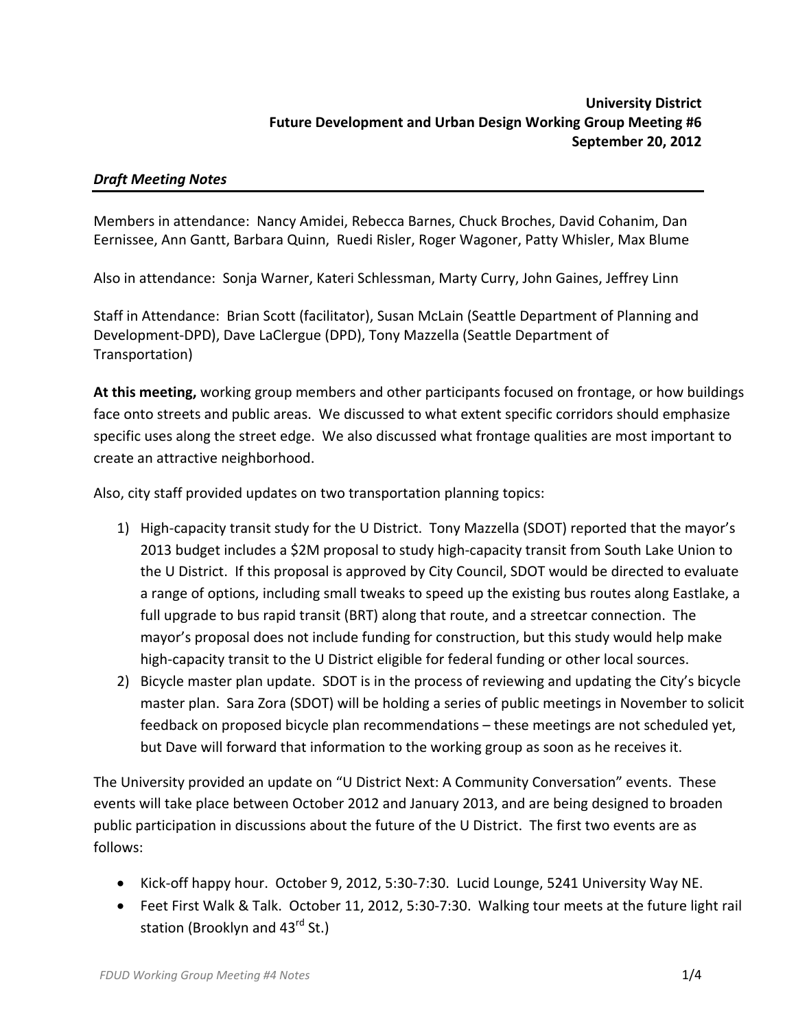**University District**
**Future Development and Urban Design Working Group Meeting #6**
**September 20, 2012**

***Draft Meeting Notes***

Members in attendance: Nancy Amidei, Rebecca Barnes, Chuck Broches, David Cohanim, Dan Eernissee, Ann Gantt, Barbara Quinn, Ruedi Risler, Roger Wagoner, Patty Whisler, Max Blume

Also in attendance: Sonja Warner, Kateri Schlessman, Marty Curry, John Gaines, Jeffrey Linn

Staff in Attendance: Brian Scott (facilitator), Susan McLain (Seattle Department of Planning and Development-DPD), Dave LaClergue (DPD), Tony Mazzella (Seattle Department of Transportation)

**At this meeting,** working group members and other participants focused on frontage, or how buildings face onto streets and public areas. We discussed to what extent specific corridors should emphasize specific uses along the street edge. We also discussed what frontage qualities are most important to create an attractive neighborhood.

Also, city staff provided updates on two transportation planning topics:

1) High-capacity transit study for the U District. Tony Mazzella (SDOT) reported that the mayor's 2013 budget includes a $2M proposal to study high-capacity transit from South Lake Union to the U District. If this proposal is approved by City Council, SDOT would be directed to evaluate a range of options, including small tweaks to speed up the existing bus routes along Eastlake, a full upgrade to bus rapid transit (BRT) along that route, and a streetcar connection. The mayor's proposal does not include funding for construction, but this study would help make high-capacity transit to the U District eligible for federal funding or other local sources.
2) Bicycle master plan update. SDOT is in the process of reviewing and updating the City's bicycle master plan. Sara Zora (SDOT) will be holding a series of public meetings in November to solicit feedback on proposed bicycle plan recommendations – these meetings are not scheduled yet, but Dave will forward that information to the working group as soon as he receives it.

The University provided an update on "U District Next: A Community Conversation" events. These events will take place between October 2012 and January 2013, and are being designed to broaden public participation in discussions about the future of the U District. The first two events are as follows:

- Kick-off happy hour. October 9, 2012, 5:30-7:30. Lucid Lounge, 5241 University Way NE.
- Feet First Walk & Talk. October 11, 2012, 5:30-7:30. Walking tour meets at the future light rail station (Brooklyn and 43rd St.)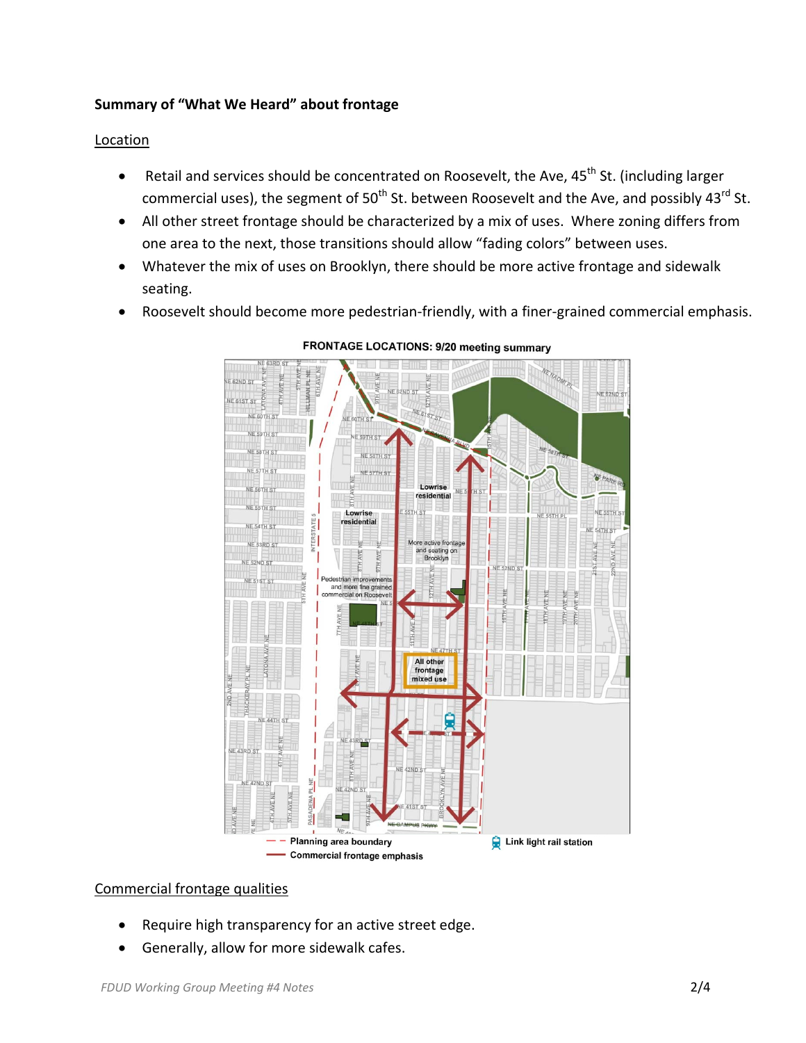**Summary of "What We Heard" about frontage**

Location

- Retail and services should be concentrated on Roosevelt, the Ave, 45th St. (including larger commercial uses), the segment of 50th St. between Roosevelt and the Ave, and possibly 43rd St.
- All other street frontage should be characterized by a mix of uses. Where zoning differs from one area to the next, those transitions should allow "fading colors" between uses.
- Whatever the mix of uses on Brooklyn, there should be more active frontage and sidewalk seating.
- Roosevelt should become more pedestrian-friendly, with a finer-grained commercial emphasis.

FRONTAGE LOCATIONS: 9/20 meeting summary

Commercial frontage qualities

- Require high transparency for an active street edge.
- Generally, allow for more sidewalk cafes.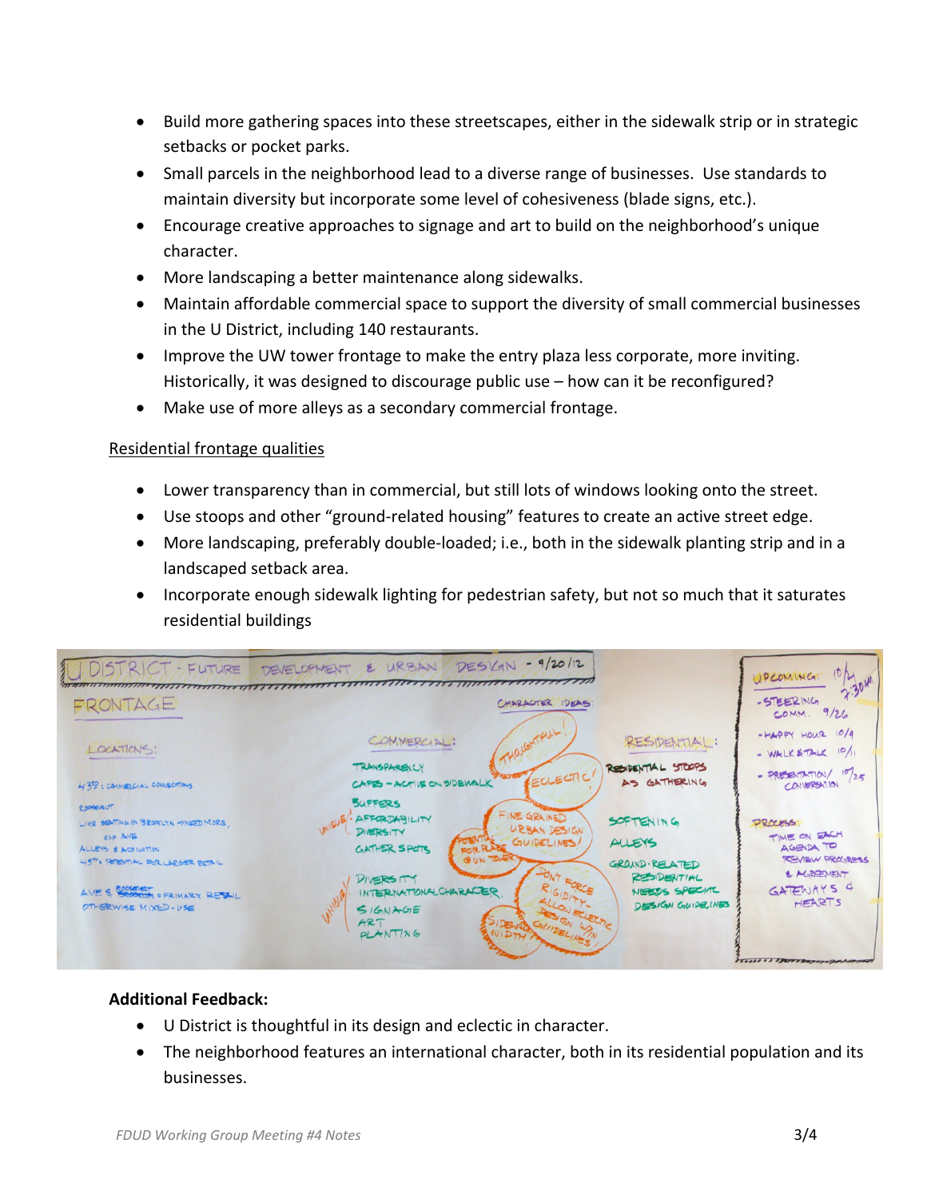- Build more gathering spaces into these streetscapes, either in the sidewalk strip or in strategic setbacks or pocket parks.
- Small parcels in the neighborhood lead to a diverse range of businesses. Use standards to maintain diversity but incorporate some level of cohesiveness (blade signs, etc.).
- Encourage creative approaches to signage and art to build on the neighborhood's unique character.
- More landscaping a better maintenance along sidewalks.
- Maintain affordable commercial space to support the diversity of small commercial businesses in the U District, including 140 restaurants.
- Improve the UW tower frontage to make the entry plaza less corporate, more inviting. Historically, it was designed to discourage public use – how can it be reconfigured?
- Make use of more alleys as a secondary commercial frontage.

<u>Residential frontage qualities</u>

- Lower transparency than in commercial, but still lots of windows looking onto the street.
- Use stoops and other "ground-related housing" features to create an active street edge.
- More landscaping, preferably double-loaded; i.e., both in the sidewalk planting strip and in a landscaped setback area.
- Incorporate enough sidewalk lighting for pedestrian safety, but not so much that it saturates residential buildings

**Additional Feedback:**

- U District is thoughtful in its design and eclectic in character.
- The neighborhood features an international character, both in its residential population and its businesses.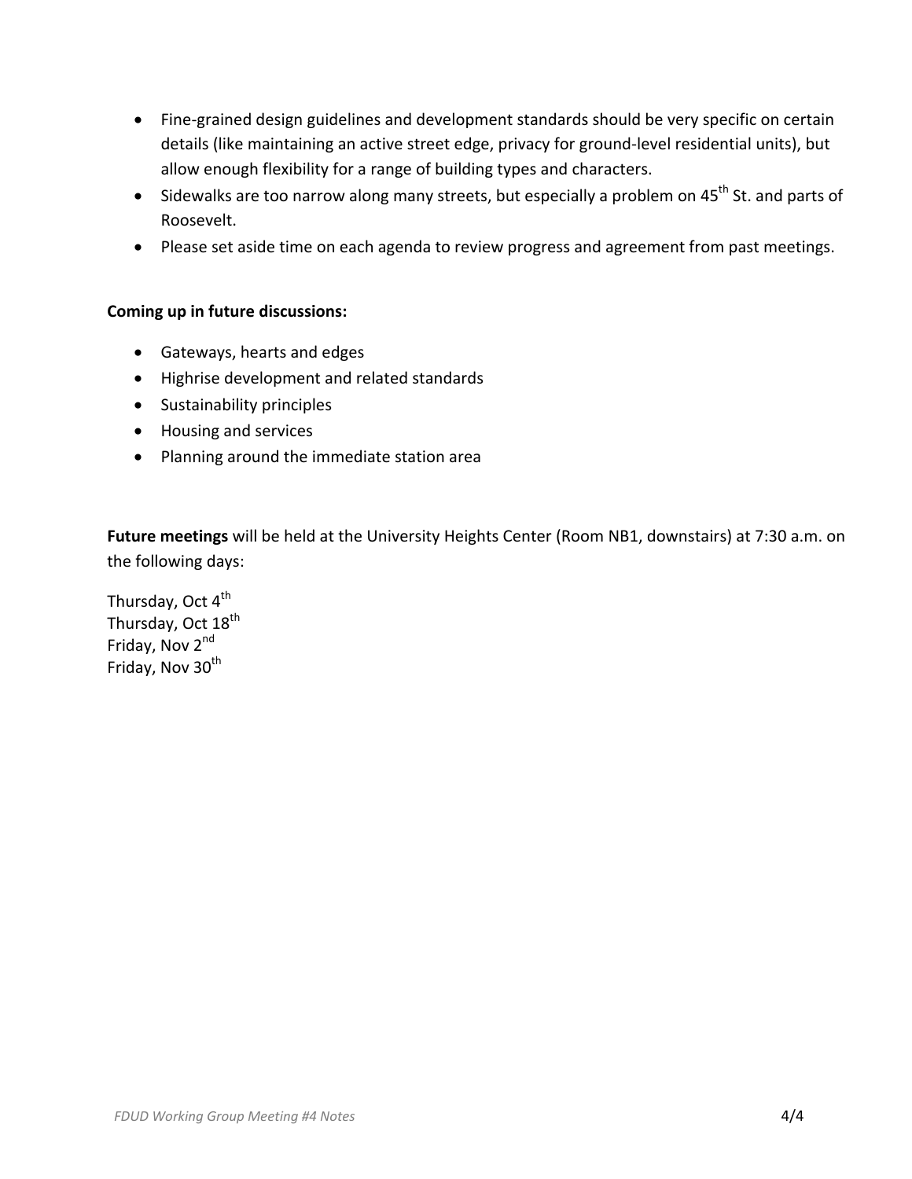- Fine-grained design guidelines and development standards should be very specific on certain details (like maintaining an active street edge, privacy for ground-level residential units), but allow enough flexibility for a range of building types and characters.
- Sidewalks are too narrow along many streets, but especially a problem on 45th St. and parts of Roosevelt.
- Please set aside time on each agenda to review progress and agreement from past meetings.

**Coming up in future discussions:**

- Gateways, hearts and edges
- Highrise development and related standards
- Sustainability principles
- Housing and services
- Planning around the immediate station area

**Future meetings** will be held at the University Heights Center (Room NB1, downstairs) at 7:30 a.m. on the following days:

Thursday, Oct 4th
Thursday, Oct 18th
Friday, Nov 2nd
Friday, Nov 30th